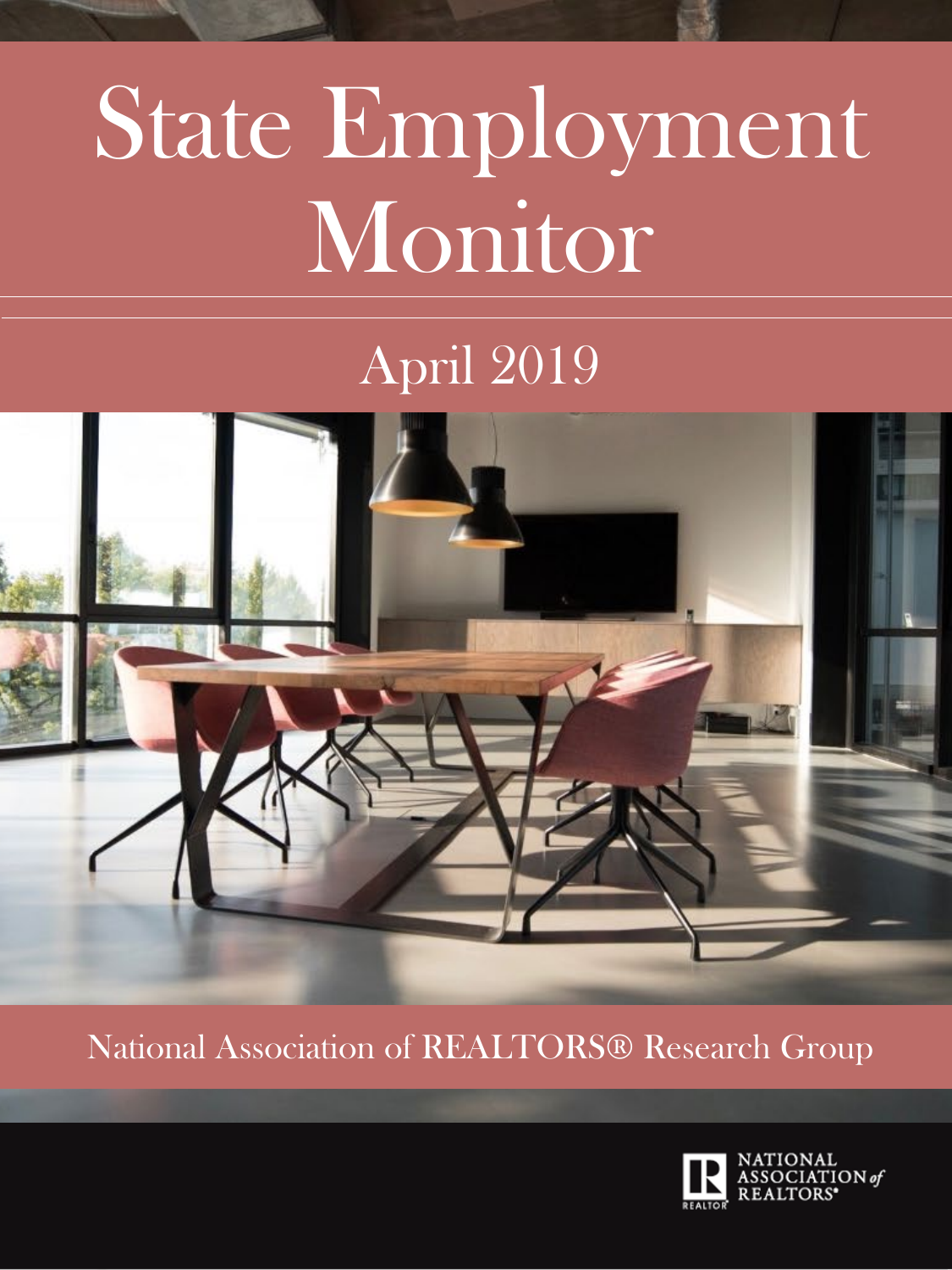# State Employment Monitor

## April 2019

National Association of REALTORS® Research Group

NATIONAL ASSOCIATION of REALTORS®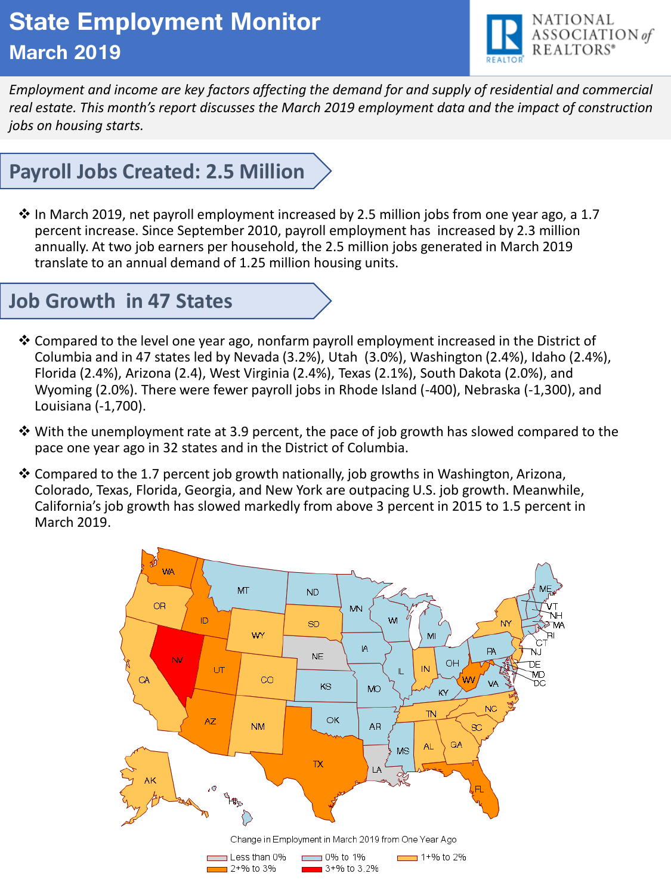# State Employment Monitor
## March 2019

NATIONAL ASSOCIATION of REALTORS®

*Employment and income are key factors affecting the demand for and supply of residential and commercial real estate. This month's report discusses the March 2019 employment data and the impact of construction jobs on housing starts.*

## Payroll Jobs Created: 2.5 Million

- In March 2019, net payroll employment increased by 2.5 million jobs from one year ago, a 1.7 percent increase. Since September 2010, payroll employment has increased by 2.3 million annually. At two job earners per household, the 2.5 million jobs generated in March 2019 translate to an annual demand of 1.25 million housing units.

## Job Growth in 47 States

- Compared to the level one year ago, nonfarm payroll employment increased in the District of Columbia and in 47 states led by Nevada (3.2%), Utah (3.0%), Washington (2.4%), Idaho (2.4%), Florida (2.4%), Arizona (2.4), West Virginia (2.4%), Texas (2.1%), South Dakota (2.0%), and Wyoming (2.0%). There were fewer payroll jobs in Rhode Island (-400), Nebraska (-1,300), and Louisiana (-1,700).
- With the unemployment rate at 3.9 percent, the pace of job growth has slowed compared to the pace one year ago in 32 states and in the District of Columbia.
- Compared to the 1.7 percent job growth nationally, job growths in Washington, Arizona, Colorado, Texas, Florida, Georgia, and New York are outpacing U.S. job growth. Meanwhile, California's job growth has slowed markedly from above 3 percent in 2015 to 1.5 percent in March 2019.

Change in Employment in March 2019 from One Year Ago

Less than 0% | 0% to 1% | 1+% to 2% | 2+% to 3% | 3+% to 3.2%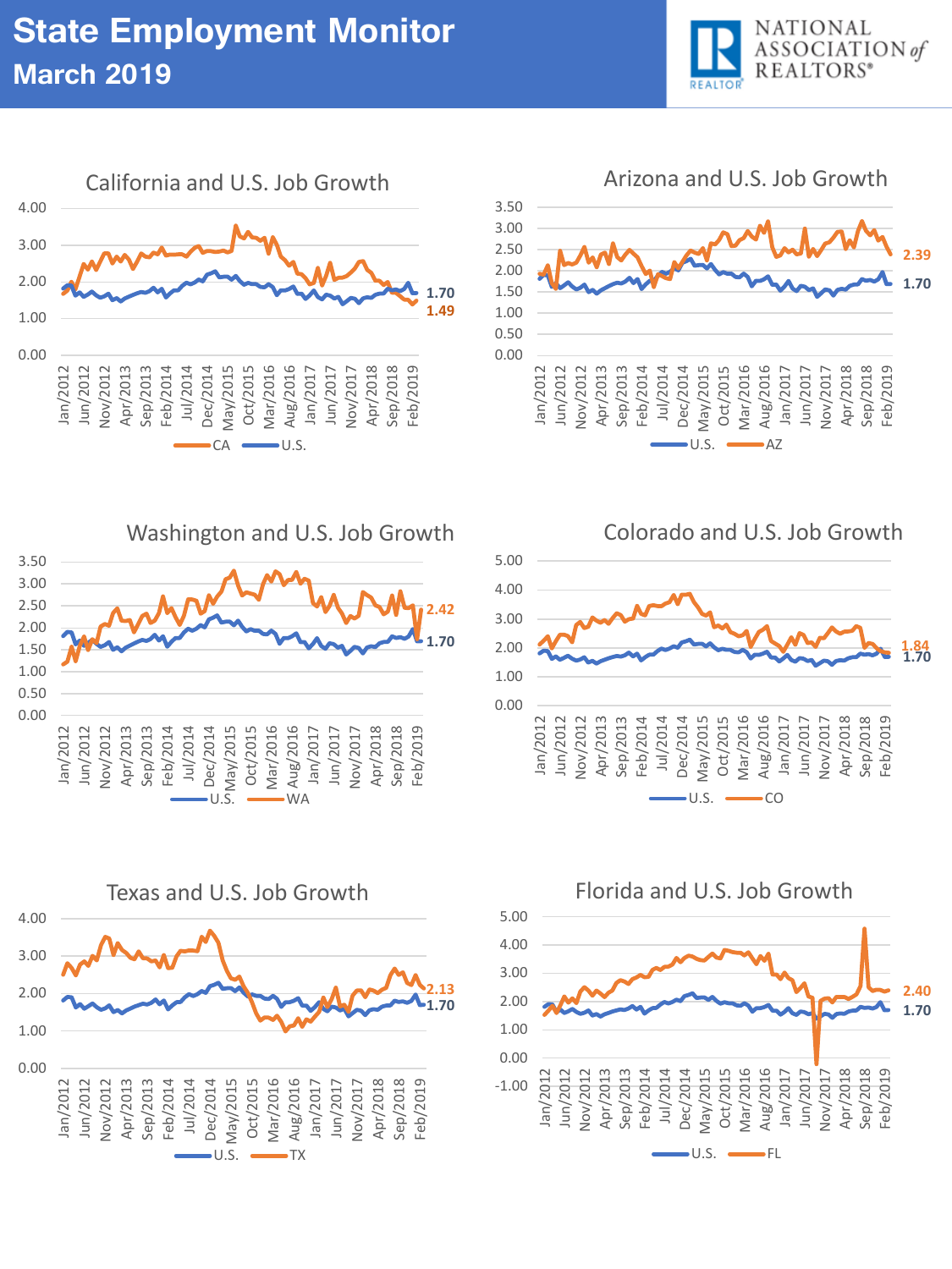# State Employment Monitor
## March 2019

NATIONAL ASSOCIATION of REALTORS®

### California and U.S. Job Growth

4.00, 3.00, 2.00, 1.00, 0.00

Jan/2012, Jun/2012, Nov/2012, Apr/2013, Sep/2013, Feb/2014, Jul/2014, Dec/2014, May/2015, Oct/2015, Mar/2016, Aug/2016, Jan/2017, Jun/2017, Nov/2017, Apr/2018, Sep/2018, Feb/2019

1.70
1.49

CA — U.S.

### Arizona and U.S. Job Growth

3.50, 3.00, 2.50, 2.00, 1.50, 1.00, 0.50, 0.00

Jan/2012, Jun/2012, Nov/2012, Apr/2013, Sep/2013, Feb/2014, Jul/2014, Dec/2014, May/2015, Oct/2015, Mar/2016, Aug/2016, Jan/2017, Jun/2017, Nov/2017, Apr/2018, Sep/2018, Feb/2019

2.39
1.70

U.S. — AZ

### Washington and U.S. Job Growth

3.50, 3.00, 2.50, 2.00, 1.50, 1.00, 0.50, 0.00

Jan/2012, Jun/2012, Nov/2012, Apr/2013, Sep/2013, Feb/2014, Jul/2014, Dec/2014, May/2015, Oct/2015, Mar/2016, Aug/2016, Jan/2017, Jun/2017, Nov/2017, Apr/2018, Sep/2018, Feb/2019

2.42
1.70

U.S. — WA

### Colorado and U.S. Job Growth

5.00, 4.00, 3.00, 2.00, 1.00, 0.00

Jan/2012, Jun/2012, Nov/2012, Apr/2013, Sep/2013, Feb/2014, Jul/2014, Dec/2014, May/2015, Oct/2015, Mar/2016, Aug/2016, Jan/2017, Jun/2017, Nov/2017, Apr/2018, Sep/2018, Feb/2019

1.84
1.70

U.S. — CO

### Texas and U.S. Job Growth

4.00, 3.00, 2.00, 1.00, 0.00

Jan/2012, Jun/2012, Nov/2012, Apr/2013, Sep/2013, Feb/2014, Jul/2014, Dec/2014, May/2015, Oct/2015, Mar/2016, Aug/2016, Jan/2017, Jun/2017, Nov/2017, Apr/2018, Sep/2018, Feb/2019

2.13
1.70

U.S. — TX

### Florida and U.S. Job Growth

5.00, 4.00, 3.00, 2.00, 1.00, 0.00, -1.00

Jan/2012, Jun/2012, Nov/2012, Apr/2013, Sep/2013, Feb/2014, Jul/2014, Dec/2014, May/2015, Oct/2015, Mar/2016, Aug/2016, Jan/2017, Jun/2017, Nov/2017, Apr/2018, Sep/2018, Feb/2019

2.40
1.70

U.S. — FL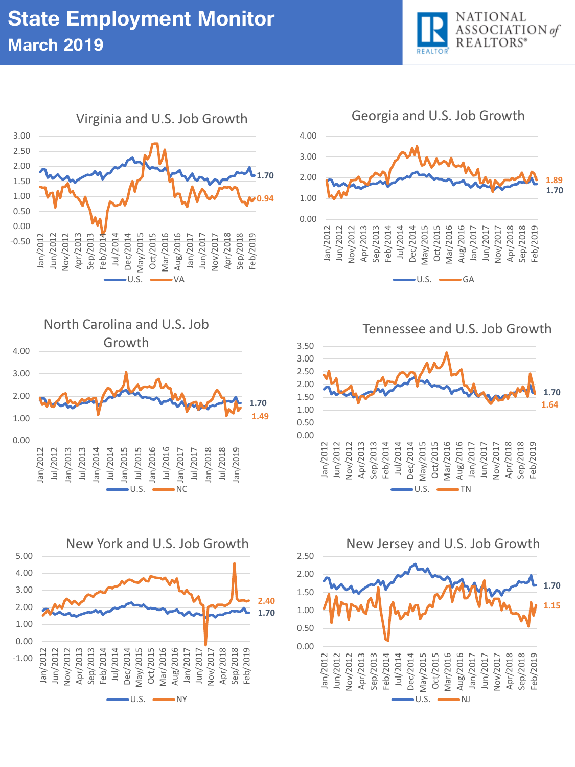# State Employment Monitor
## March 2019

NATIONAL ASSOCIATION of REALTORS®

### Virginia and U.S. Job Growth

U.S.: 1.70
VA: 0.94

### Georgia and U.S. Job Growth

GA: 1.89
U.S.: 1.70

### North Carolina and U.S. Job Growth

U.S.: 1.70
NC: 1.49

### Tennessee and U.S. Job Growth

U.S.: 1.70
TN: 1.64

### New York and U.S. Job Growth

NY: 2.40
U.S.: 1.70

### New Jersey and U.S. Job Growth

U.S.: 1.70
NJ: 1.15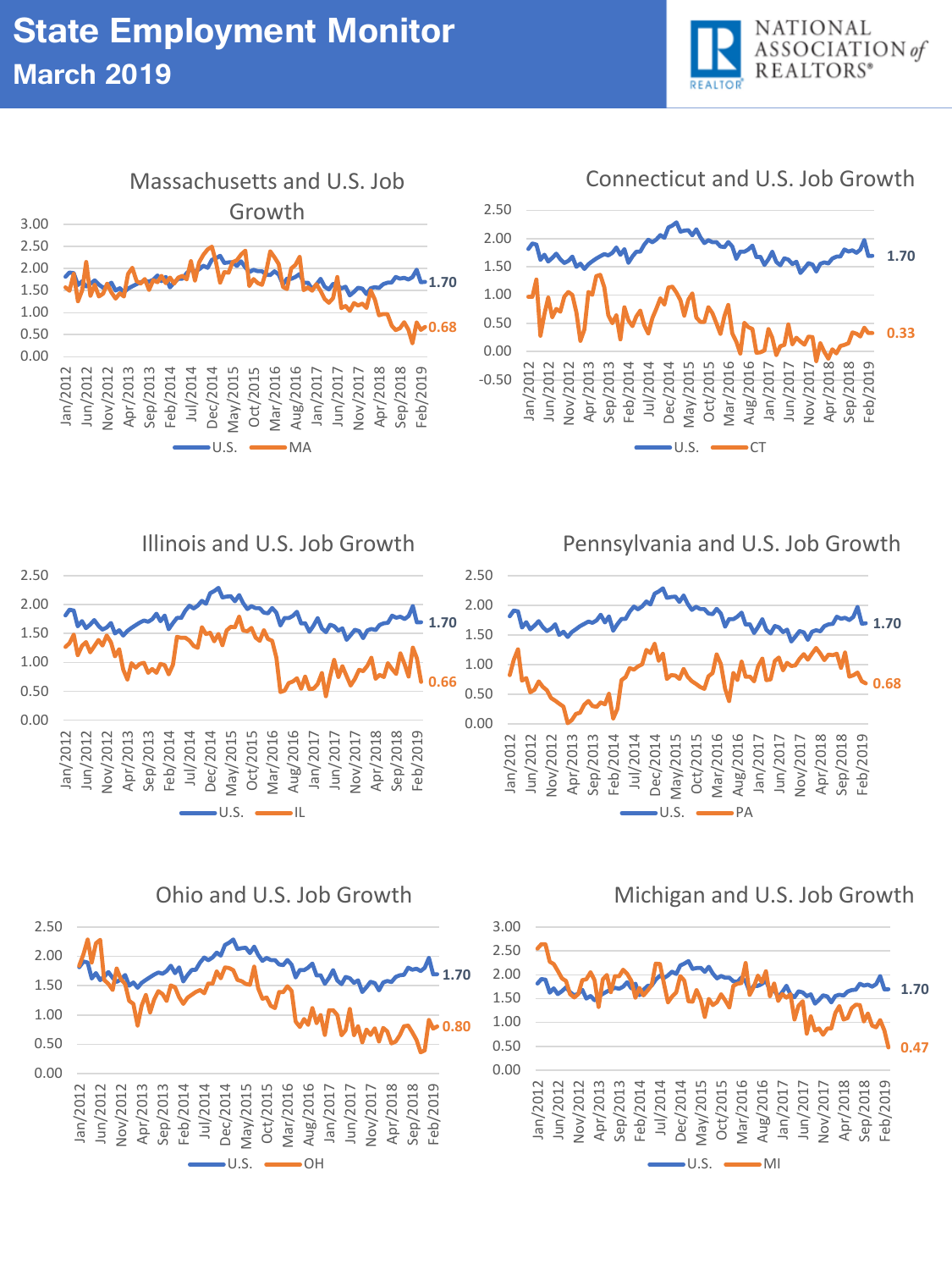# State Employment Monitor

## March 2019

### Massachusetts and U.S. Job Growth

U.S.: 1.70 — MA: 0.68

### Connecticut and U.S. Job Growth

U.S.: 1.70 — CT: 0.33

### Illinois and U.S. Job Growth

U.S.: 1.70 — IL: 0.66

### Pennsylvania and U.S. Job Growth

U.S.: 1.70 — PA: 0.68

### Ohio and U.S. Job Growth

U.S.: 1.70 — OH: 0.80

### Michigan and U.S. Job Growth

U.S.: 1.70 — MI: 0.47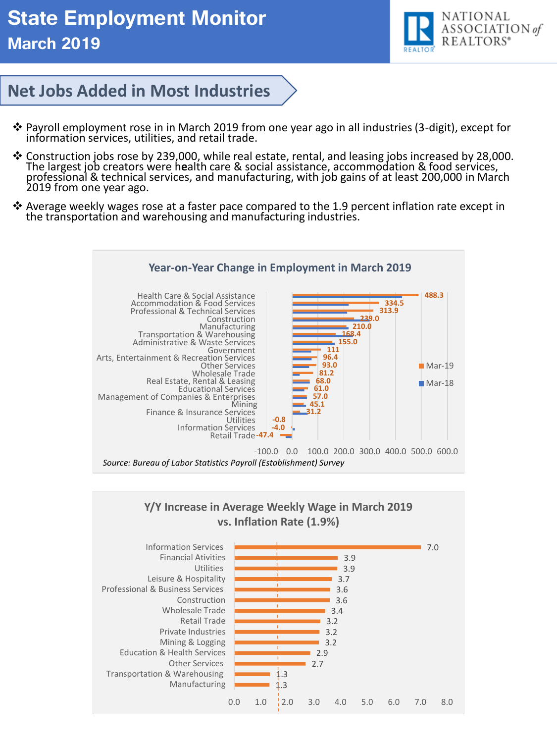# State Employment Monitor
## March 2019

## Net Jobs Added in Most Industries

- Payroll employment rose in in March 2019 from one year ago in all industries (3-digit), except for information services, utilities, and retail trade.
- Construction jobs rose by 239,000, while real estate, rental, and leasing jobs increased by 28,000. The largest job creators were health care & social assistance, accommodation & food services, professional & technical services, and manufacturing, with job gains of at least 200,000 in March 2019 from one year ago.
- Average weekly wages rose at a faster pace compared to the 1.9 percent inflation rate except in the transportation and warehousing and manufacturing industries.

**Year-on-Year Change in Employment in March 2019**

| Industry | Mar-19 |
|---|---|
| Health Care & Social Assistance | 488.3 |
| Accommodation & Food Services | 334.5 |
| Professional & Technical Services | 313.9 |
| Construction | 239.0 |
| Manufacturing | 210.0 |
| Transportation & Warehousing | 168.4 |
| Administrative & Waste Services | 155.0 |
| Government | 111 |
| Arts, Entertainment & Recreation Services | 96.4 |
| Other Services | 93.0 |
| Wholesale Trade | 81.2 |
| Real Estate, Rental & Leasing | 68.0 |
| Educational Services | 61.0 |
| Management of Companies & Enterprises | 57.0 |
| Mining | 45.1 |
| Finance & Insurance Services | 31.2 |
| Utilities | -0.8 |
| Information Services | -4.0 |
| Retail Trade | -47.4 |

*Source: Bureau of Labor Statistics Payroll (Establishment) Survey*

**Y/Y Increase in Average Weekly Wage in March 2019 vs. Inflation Rate (1.9%)**

| Industry | Y/Y Increase |
|---|---|
| Information Services | 7.0 |
| Financial Ativities | 3.9 |
| Utilities | 3.9 |
| Leisure & Hospitality | 3.7 |
| Professional & Business Services | 3.6 |
| Construction | 3.6 |
| Wholesale Trade | 3.4 |
| Retail Trade | 3.2 |
| Private Industries | 3.2 |
| Mining & Logging | 3.2 |
| Education & Health Services | 2.9 |
| Other Services | 2.7 |
| Transportation & Warehousing | 1.3 |
| Manufacturing | 1.3 |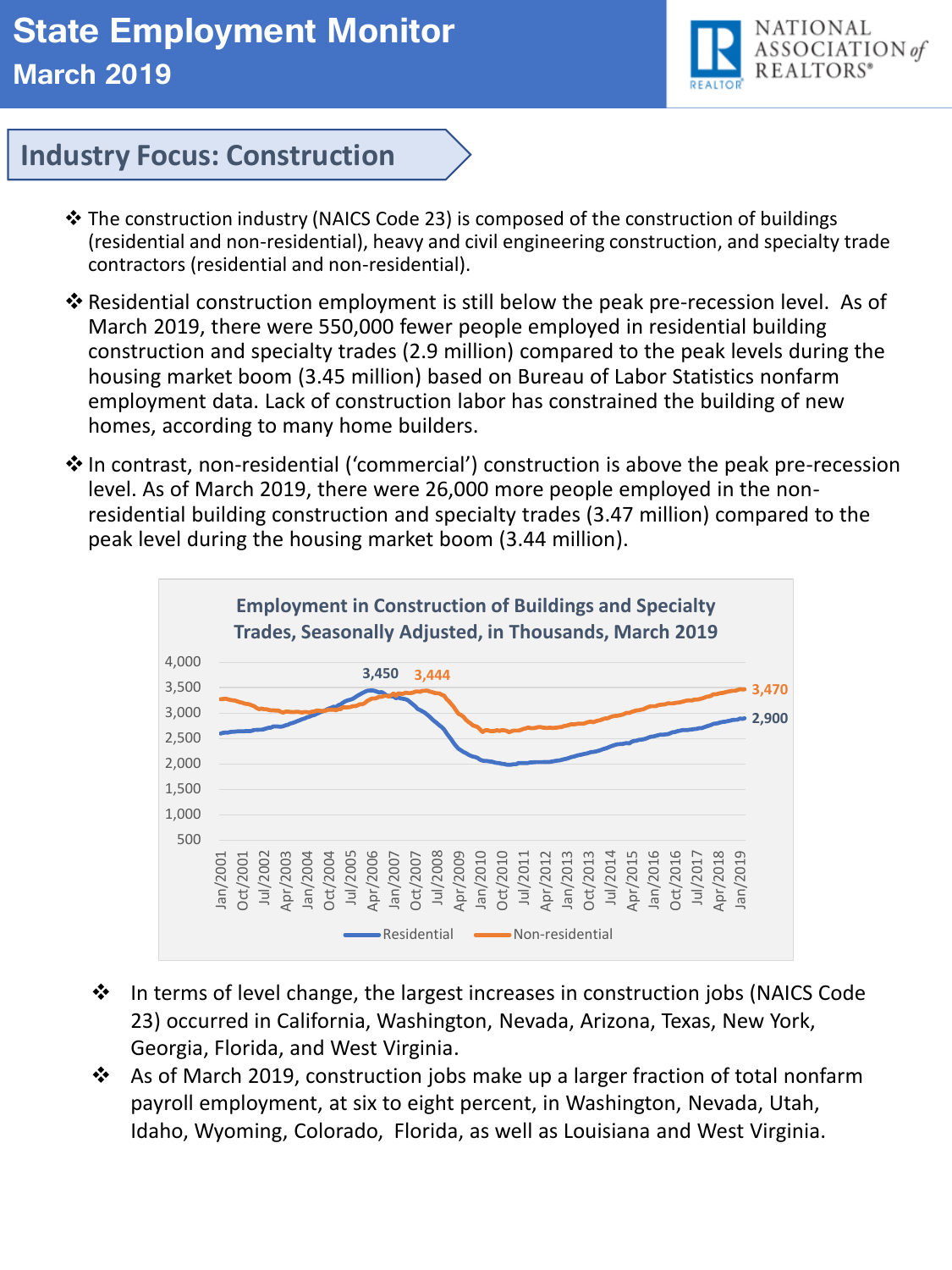# State Employment Monitor

## March 2019

## Industry Focus: Construction

- The construction industry (NAICS Code 23) is composed of the construction of buildings (residential and non-residential), heavy and civil engineering construction, and specialty trade contractors (residential and non-residential).
- Residential construction employment is still below the peak pre-recession level. As of March 2019, there were 550,000 fewer people employed in residential building construction and specialty trades (2.9 million) compared to the peak levels during the housing market boom (3.45 million) based on Bureau of Labor Statistics nonfarm employment data. Lack of construction labor has constrained the building of new homes, according to many home builders.
- In contrast, non-residential ('commercial') construction is above the peak pre-recession level. As of March 2019, there were 26,000 more people employed in the non-residential building construction and specialty trades (3.47 million) compared to the peak level during the housing market boom (3.44 million).

**Employment in Construction of Buildings and Specialty Trades, Seasonally Adjusted, in Thousands, March 2019**

- In terms of level change, the largest increases in construction jobs (NAICS Code 23) occurred in California, Washington, Nevada, Arizona, Texas, New York, Georgia, Florida, and West Virginia.
- As of March 2019, construction jobs make up a larger fraction of total nonfarm payroll employment, at six to eight percent, in Washington, Nevada, Utah, Idaho, Wyoming, Colorado, Florida, as well as Louisiana and West Virginia.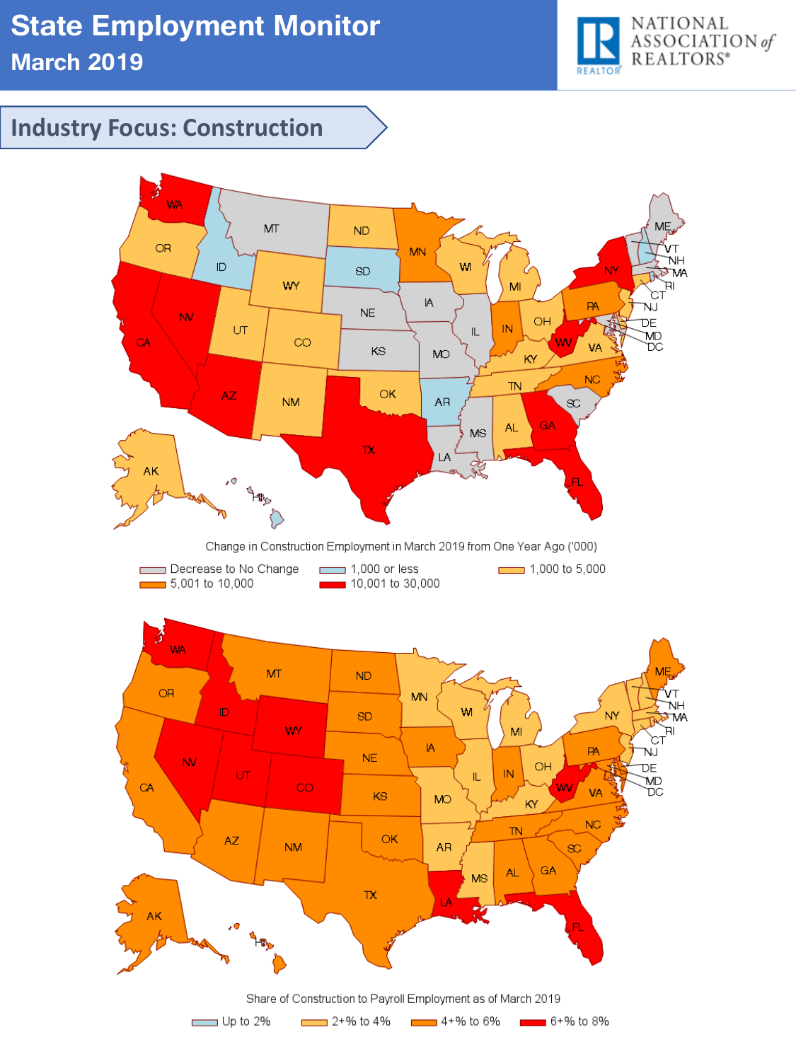# State Employment Monitor

## March 2019

## Industry Focus: Construction

Change in Construction Employment in March 2019 from One Year Ago ('000)

Decrease to No Change | 1,000 or less | 1,000 to 5,000 | 5,001 to 10,000 | 10,001 to 30,000

Share of Construction to Payroll Employment as of March 2019

Up to 2% | 2+% to 4% | 4+% to 6% | 6+% to 8%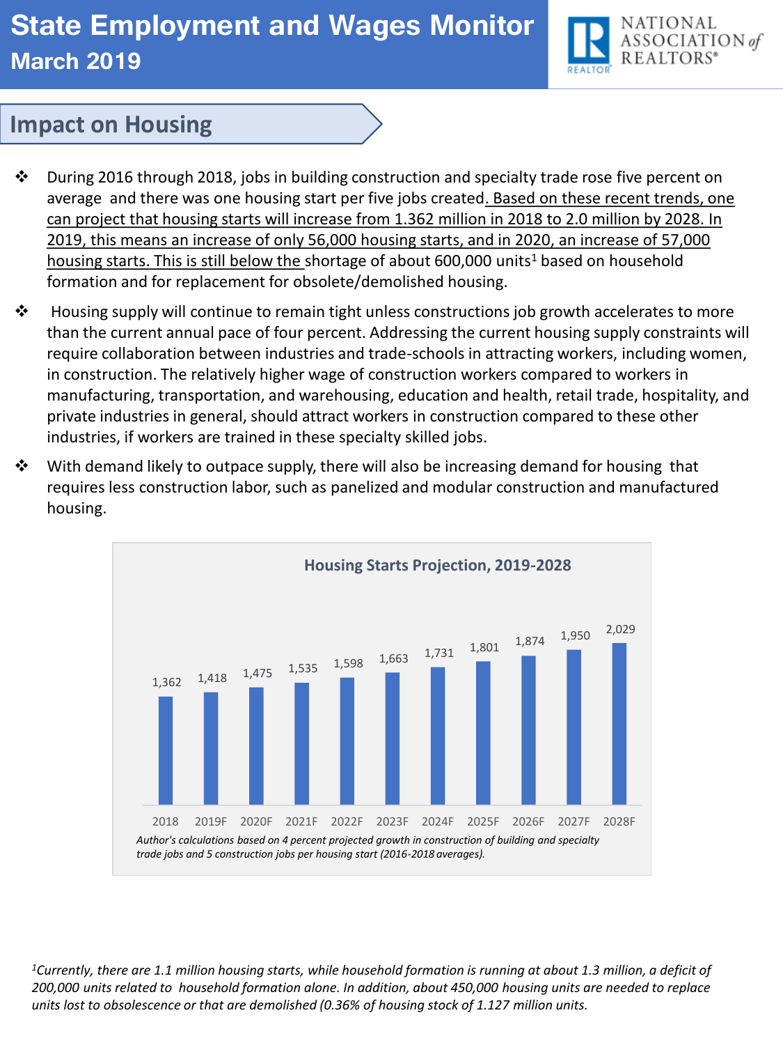# State Employment and Wages Monitor
## March 2019

## Impact on Housing

- During 2016 through 2018, jobs in building construction and specialty trade rose five percent on average and there was one housing start per five jobs created. Based on these recent trends, one can project that housing starts will increase from 1.362 million in 2018 to 2.0 million by 2028. In 2019, this means an increase of only 56,000 housing starts, and in 2020, an increase of 57,000 housing starts. This is still below the shortage of about 600,000 units[1] based on household formation and for replacement for obsolete/demolished housing.
- Housing supply will continue to remain tight unless constructions job growth accelerates to more than the current annual pace of four percent. Addressing the current housing supply constraints will require collaboration between industries and trade-schools in attracting workers, including women, in construction. The relatively higher wage of construction workers compared to workers in manufacturing, transportation, and warehousing, education and health, retail trade, hospitality, and private industries in general, should attract workers in construction compared to these other industries, if workers are trained in these specialty skilled jobs.
- With demand likely to outpace supply, there will also be increasing demand for housing that requires less construction labor, such as panelized and modular construction and manufactured housing.

**Housing Starts Projection, 2019-2028**

| 2018 | 2019F | 2020F | 2021F | 2022F | 2023F | 2024F | 2025F | 2026F | 2027F | 2028F |
|---|---|---|---|---|---|---|---|---|---|---|
| 1,362 | 1,418 | 1,475 | 1,535 | 1,598 | 1,663 | 1,731 | 1,801 | 1,874 | 1,950 | 2,029 |

*Author's calculations based on 4 percent projected growth in construction of building and specialty trade jobs and 5 construction jobs per housing start (2016-2018 averages).*

*[1]Currently, there are 1.1 million housing starts, while household formation is running at about 1.3 million, a deficit of 200,000 units related to household formation alone. In addition, about 450,000 housing units are needed to replace units lost to obsolescence or that are demolished (0.36% of housing stock of 1.127 million units.*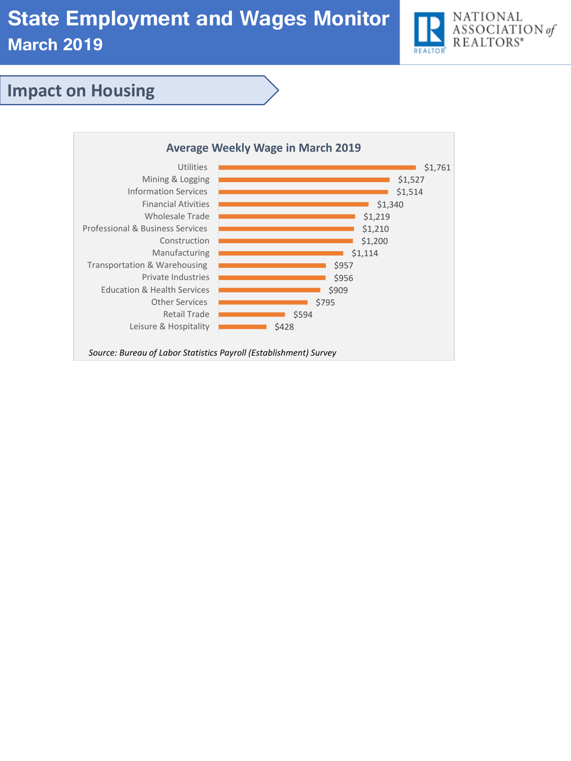# State Employment and Wages Monitor
## March 2019

## Impact on Housing

Average Weekly Wage in March 2019

Utilities $1,761
Mining & Logging $1,527
Information Services $1,514
Financial Ativities $1,340
Wholesale Trade $1,219
Professional & Business Services $1,210
Construction $1,200
Manufacturing $1,114
Transportation & Warehousing $957
Private Industries $956
Education & Health Services $909
Other Services $795
Retail Trade $594
Leisure & Hospitality $428

*Source: Bureau of Labor Statistics Payroll (Establishment) Survey*